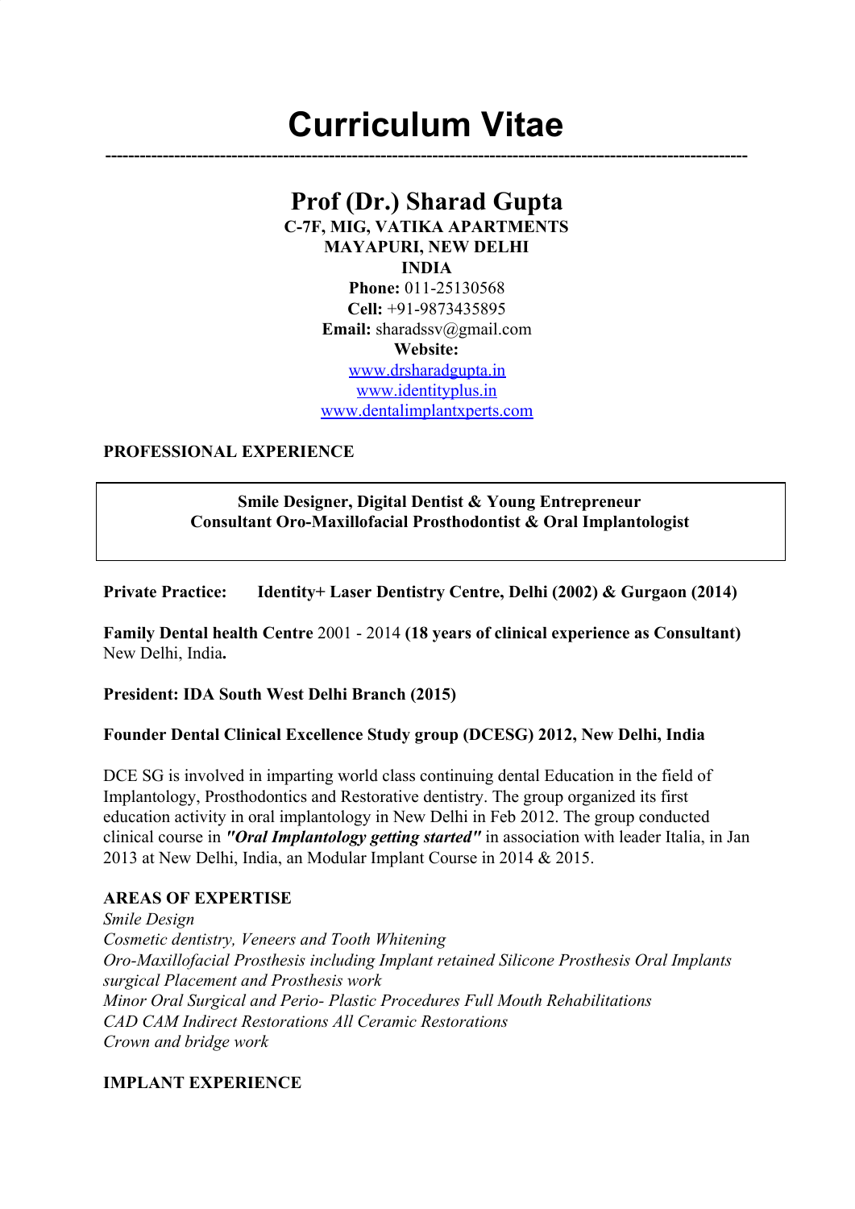# Curriculum Vitae

---

## Prof (Dr.) Sharad Gupta

**C-7F, MIG, VATIKA APARTMENTS**
**MAYAPURI, NEW DELHI**
**INDIA**
**Phone:** 011-25130568
**Cell:** +91-9873435895
**Email:** sharadssv@gmail.com
**Website:**
www.drsharadgupta.in
www.identityplus.in
www.dentalimplantxperts.com

**PROFESSIONAL EXPERIENCE**

**Smile Designer, Digital Dentist & Young Entrepreneur**
**Consultant Oro-Maxillofacial Prosthodontist & Oral Implantologist**

**Private Practice:** **Identity+ Laser Dentistry Centre, Delhi (2002) & Gurgaon (2014)**

**Family Dental health Centre** 2001 - 2014 **(18 years of clinical experience as Consultant)** New Delhi, India**.**

**President: IDA South West Delhi Branch (2015)**

**Founder Dental Clinical Excellence Study group (DCESG) 2012, New Delhi, India**

DCE SG is involved in imparting world class continuing dental Education in the field of Implantology, Prosthodontics and Restorative dentistry. The group organized its first education activity in oral implantology in New Delhi in Feb 2012. The group conducted clinical course in ***"Oral Implantology getting started"*** in association with leader Italia, in Jan 2013 at New Delhi, India, an Modular Implant Course in 2014 & 2015.

**AREAS OF EXPERTISE**

*Smile Design*
*Cosmetic dentistry, Veneers and Tooth Whitening*
*Oro-Maxillofacial Prosthesis including Implant retained Silicone Prosthesis Oral Implants surgical Placement and Prosthesis work*
*Minor Oral Surgical and Perio- Plastic Procedures Full Mouth Rehabilitations*
*CAD CAM Indirect Restorations All Ceramic Restorations*
*Crown and bridge work*

**IMPLANT EXPERIENCE**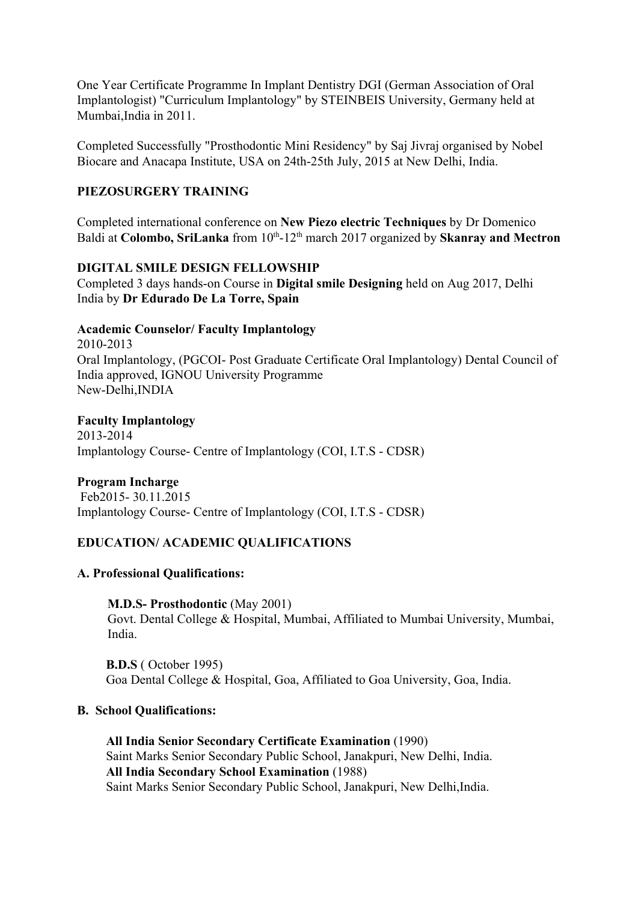One Year Certificate Programme In Implant Dentistry DGI (German Association of Oral Implantologist) "Curriculum Implantology" by STEINBEIS University, Germany held at Mumbai,India in 2011.

Completed Successfully "Prosthodontic Mini Residency" by Saj Jivraj organised by Nobel Biocare and Anacapa Institute, USA on 24th-25th July, 2015 at New Delhi, India.

**PIEZOSURGERY TRAINING**

Completed international conference on **New Piezo electric Techniques** by Dr Domenico Baldi at **Colombo, SriLanka** from 10th-12th march 2017 organized by **Skanray and Mectron**

**DIGITAL SMILE DESIGN FELLOWSHIP**

Completed 3 days hands-on Course in **Digital smile Designing** held on Aug 2017, Delhi India by **Dr Edurado De La Torre, Spain**

**Academic Counselor/ Faculty Implantology**

2010-2013

Oral Implantology, (PGCOI- Post Graduate Certificate Oral Implantology) Dental Council of India approved, IGNOU University Programme

New-Delhi,INDIA

**Faculty Implantology**

2013-2014

Implantology Course- Centre of Implantology (COI, I.T.S - CDSR)

**Program Incharge**

Feb2015- 30.11.2015

Implantology Course- Centre of Implantology (COI, I.T.S - CDSR)

**EDUCATION/ ACADEMIC QUALIFICATIONS**

**A. Professional Qualifications:**

**M.D.S- Prosthodontic** (May 2001)
Govt. Dental College & Hospital, Mumbai, Affiliated to Mumbai University, Mumbai, India.

**B.D.S** ( October 1995)
Goa Dental College & Hospital, Goa, Affiliated to Goa University, Goa, India.

**B. School Qualifications:**

**All India Senior Secondary Certificate Examination** (1990)
Saint Marks Senior Secondary Public School, Janakpuri, New Delhi, India.
**All India Secondary School Examination** (1988)
Saint Marks Senior Secondary Public School, Janakpuri, New Delhi,India.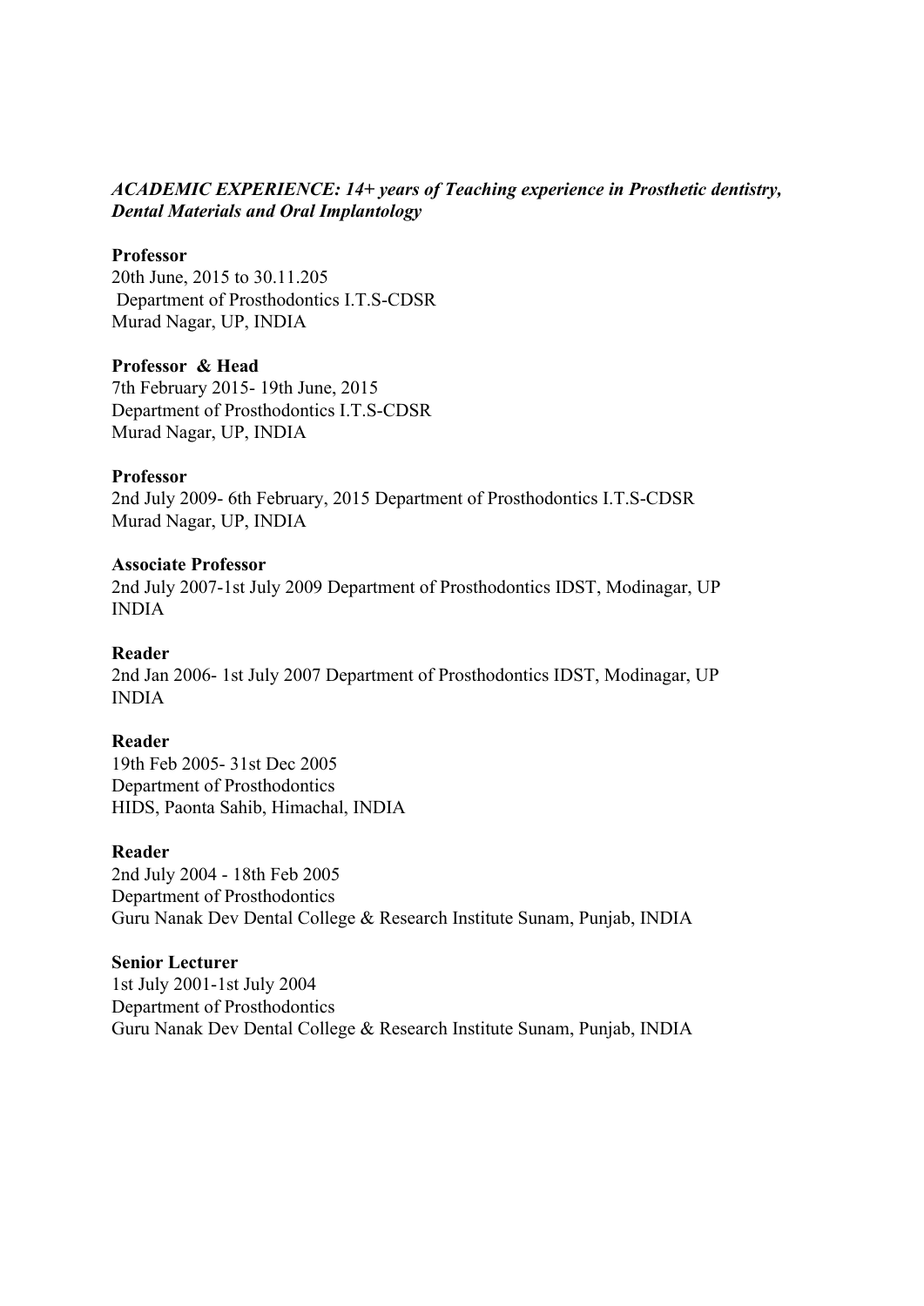***ACADEMIC EXPERIENCE: 14+ years of Teaching experience in Prosthetic dentistry, Dental Materials and Oral Implantology***

**Professor**
20th June, 2015 to 30.11.205
Department of Prosthodontics I.T.S-CDSR
Murad Nagar, UP, INDIA

**Professor & Head**
7th February 2015- 19th June, 2015
Department of Prosthodontics I.T.S-CDSR
Murad Nagar, UP, INDIA

**Professor**
2nd July 2009- 6th February, 2015 Department of Prosthodontics I.T.S-CDSR
Murad Nagar, UP, INDIA

**Associate Professor**
2nd July 2007-1st July 2009 Department of Prosthodontics IDST, Modinagar, UP INDIA

**Reader**
2nd Jan 2006- 1st July 2007 Department of Prosthodontics IDST, Modinagar, UP INDIA

**Reader**
19th Feb 2005- 31st Dec 2005
Department of Prosthodontics
HIDS, Paonta Sahib, Himachal, INDIA

**Reader**
2nd July 2004 - 18th Feb 2005
Department of Prosthodontics
Guru Nanak Dev Dental College & Research Institute Sunam, Punjab, INDIA

**Senior Lecturer**
1st July 2001-1st July 2004
Department of Prosthodontics
Guru Nanak Dev Dental College & Research Institute Sunam, Punjab, INDIA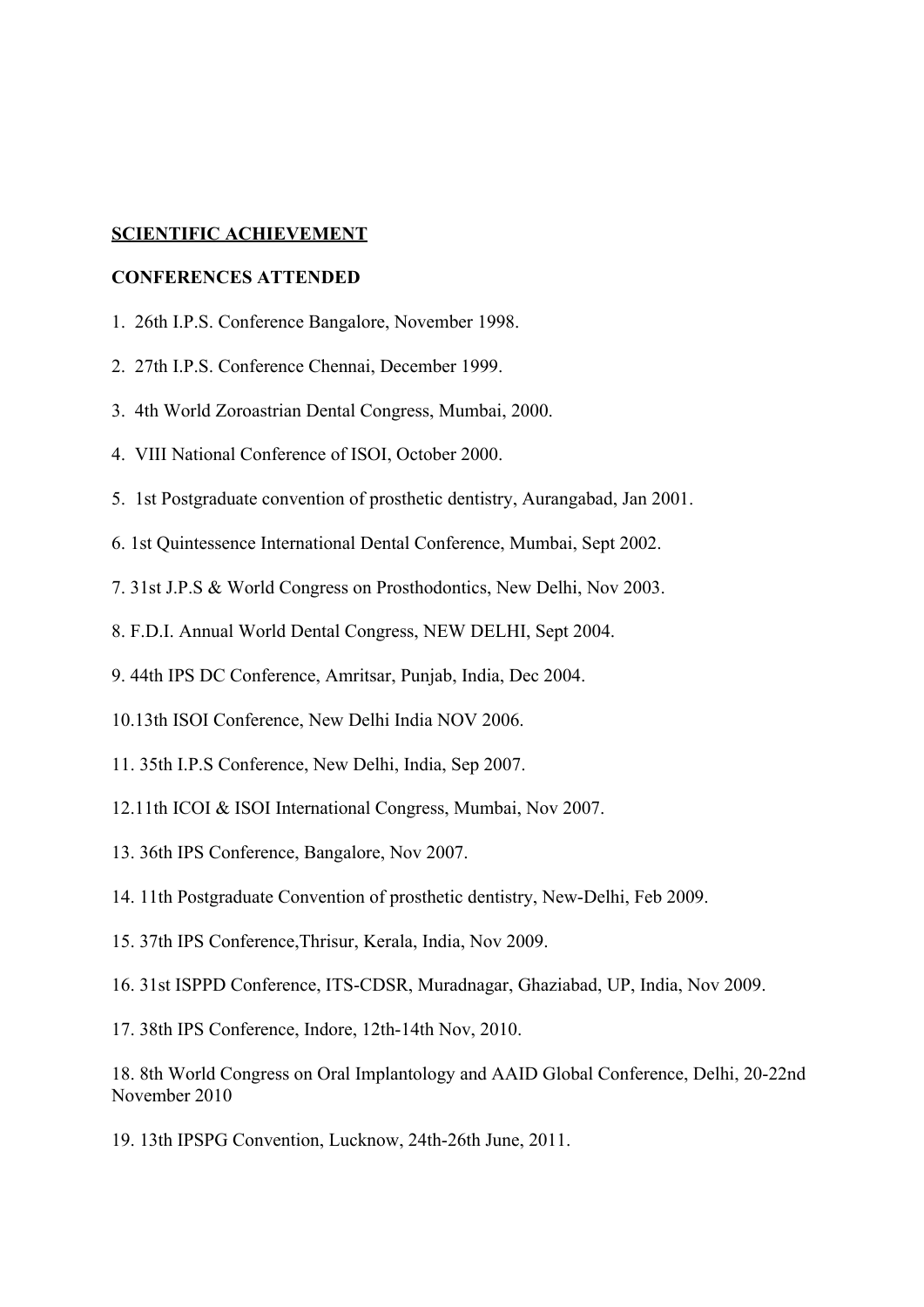**SCIENTIFIC ACHIEVEMENT**

**CONFERENCES ATTENDED**

1. 26th I.P.S. Conference Bangalore, November 1998.

2. 27th I.P.S. Conference Chennai, December 1999.

3. 4th World Zoroastrian Dental Congress, Mumbai, 2000.

4. VIII National Conference of ISOI, October 2000.

5. 1st Postgraduate convention of prosthetic dentistry, Aurangabad, Jan 2001.

6. 1st Quintessence International Dental Conference, Mumbai, Sept 2002.

7. 31st J.P.S & World Congress on Prosthodontics, New Delhi, Nov 2003.

8. F.D.I. Annual World Dental Congress, NEW DELHI, Sept 2004.

9. 44th IPS DC Conference, Amritsar, Punjab, India, Dec 2004.

10.13th ISOI Conference, New Delhi India NOV 2006.

11. 35th I.P.S Conference, New Delhi, India, Sep 2007.

12.11th ICOI & ISOI International Congress, Mumbai, Nov 2007.

13. 36th IPS Conference, Bangalore, Nov 2007.

14. 11th Postgraduate Convention of prosthetic dentistry, New-Delhi, Feb 2009.

15. 37th IPS Conference,Thrisur, Kerala, India, Nov 2009.

16. 31st ISPPD Conference, ITS-CDSR, Muradnagar, Ghaziabad, UP, India, Nov 2009.

17. 38th IPS Conference, Indore, 12th-14th Nov, 2010.

18. 8th World Congress on Oral Implantology and AAID Global Conference, Delhi, 20-22nd November 2010

19. 13th IPSPG Convention, Lucknow, 24th-26th June, 2011.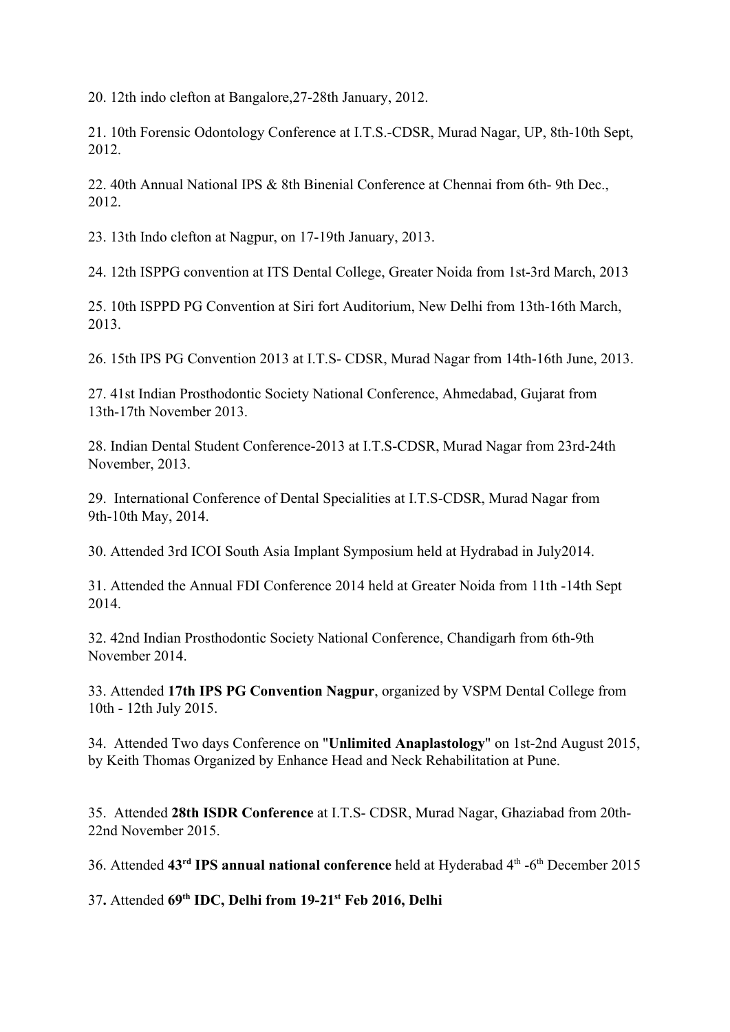20. 12th indo clefton at Bangalore,27-28th January, 2012.

21. 10th Forensic Odontology Conference at I.T.S.-CDSR, Murad Nagar, UP, 8th-10th Sept, 2012.

22. 40th Annual National IPS & 8th Binenial Conference at Chennai from 6th- 9th Dec., 2012.

23. 13th Indo clefton at Nagpur, on 17-19th January, 2013.

24. 12th ISPPG convention at ITS Dental College, Greater Noida from 1st-3rd March, 2013

25. 10th ISPPD PG Convention at Siri fort Auditorium, New Delhi from 13th-16th March, 2013.

26. 15th IPS PG Convention 2013 at I.T.S- CDSR, Murad Nagar from 14th-16th June, 2013.

27. 41st Indian Prosthodontic Society National Conference, Ahmedabad, Gujarat from 13th-17th November 2013.

28. Indian Dental Student Conference-2013 at I.T.S-CDSR, Murad Nagar from 23rd-24th November, 2013.

29. International Conference of Dental Specialities at I.T.S-CDSR, Murad Nagar from 9th-10th May, 2014.

30. Attended 3rd ICOI South Asia Implant Symposium held at Hydrabad in July2014.

31. Attended the Annual FDI Conference 2014 held at Greater Noida from 11th -14th Sept 2014.

32. 42nd Indian Prosthodontic Society National Conference, Chandigarh from 6th-9th November 2014.

33. Attended **17th IPS PG Convention Nagpur**, organized by VSPM Dental College from 10th - 12th July 2015.

34. Attended Two days Conference on "**Unlimited Anaplastology**" on 1st-2nd August 2015, by Keith Thomas Organized by Enhance Head and Neck Rehabilitation at Pune.

35. Attended **28th ISDR Conference** at I.T.S- CDSR, Murad Nagar, Ghaziabad from 20th-22nd November 2015.

36. Attended **43rd IPS annual national conference** held at Hyderabad 4th -6th December 2015

37**.** Attended **69th IDC, Delhi from 19-21st Feb 2016, Delhi**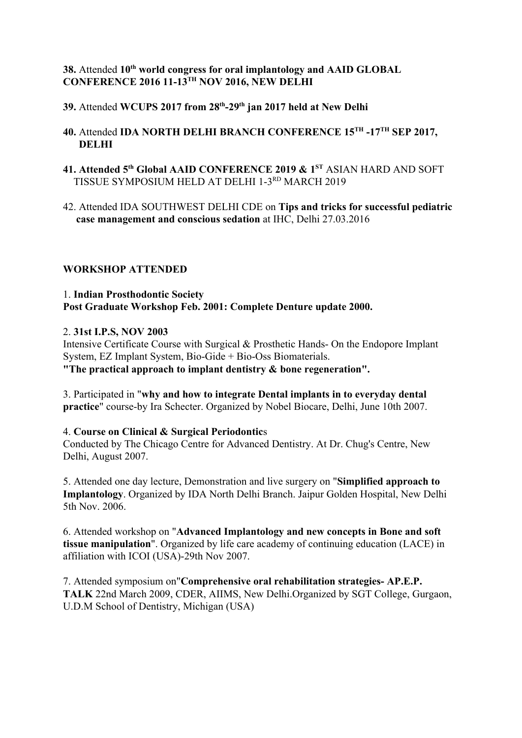**38.** Attended **10th world congress for oral implantology and AAID GLOBAL CONFERENCE 2016 11-13TH NOV 2016, NEW DELHI**

**39.** Attended **WCUPS 2017 from 28th-29th jan 2017 held at New Delhi**

**40.** Attended **IDA NORTH DELHI BRANCH CONFERENCE 15TH -17TH SEP 2017, DELHI**

**41. Attended 5th Global AAID CONFERENCE 2019 & 1ST** ASIAN HARD AND SOFT TISSUE SYMPOSIUM HELD AT DELHI 1-3RD MARCH 2019

42. Attended IDA SOUTHWEST DELHI CDE on **Tips and tricks for successful pediatric case management and conscious sedation** at IHC, Delhi 27.03.2016

**WORKSHOP ATTENDED**

1. **Indian Prosthodontic Society**
**Post Graduate Workshop Feb. 2001: Complete Denture update 2000.**

2. **31st I.P.S, NOV 2003**
Intensive Certificate Course with Surgical & Prosthetic Hands- On the Endopore Implant System, EZ Implant System, Bio-Gide + Bio-Oss Biomaterials.
**"The practical approach to implant dentistry & bone regeneration".**

3. Participated in "**why and how to integrate Dental implants in to everyday dental practice**" course-by Ira Schecter. Organized by Nobel Biocare, Delhi, June 10th 2007.

4. **Course on Clinical & Surgical Periodontic**s
Conducted by The Chicago Centre for Advanced Dentistry. At Dr. Chug's Centre, New Delhi, August 2007.

5. Attended one day lecture, Demonstration and live surgery on "**Simplified approach to Implantology**. Organized by IDA North Delhi Branch. Jaipur Golden Hospital, New Delhi 5th Nov. 2006.

6. Attended workshop on "**Advanced Implantology and new concepts in Bone and soft tissue manipulation**". Organized by life care academy of continuing education (LACE) in affiliation with ICOI (USA)-29th Nov 2007.

7. Attended symposium on"**Comprehensive oral rehabilitation strategies- AP.E.P. TALK** 22nd March 2009, CDER, AIIMS, New Delhi.Organized by SGT College, Gurgaon, U.D.M School of Dentistry, Michigan (USA)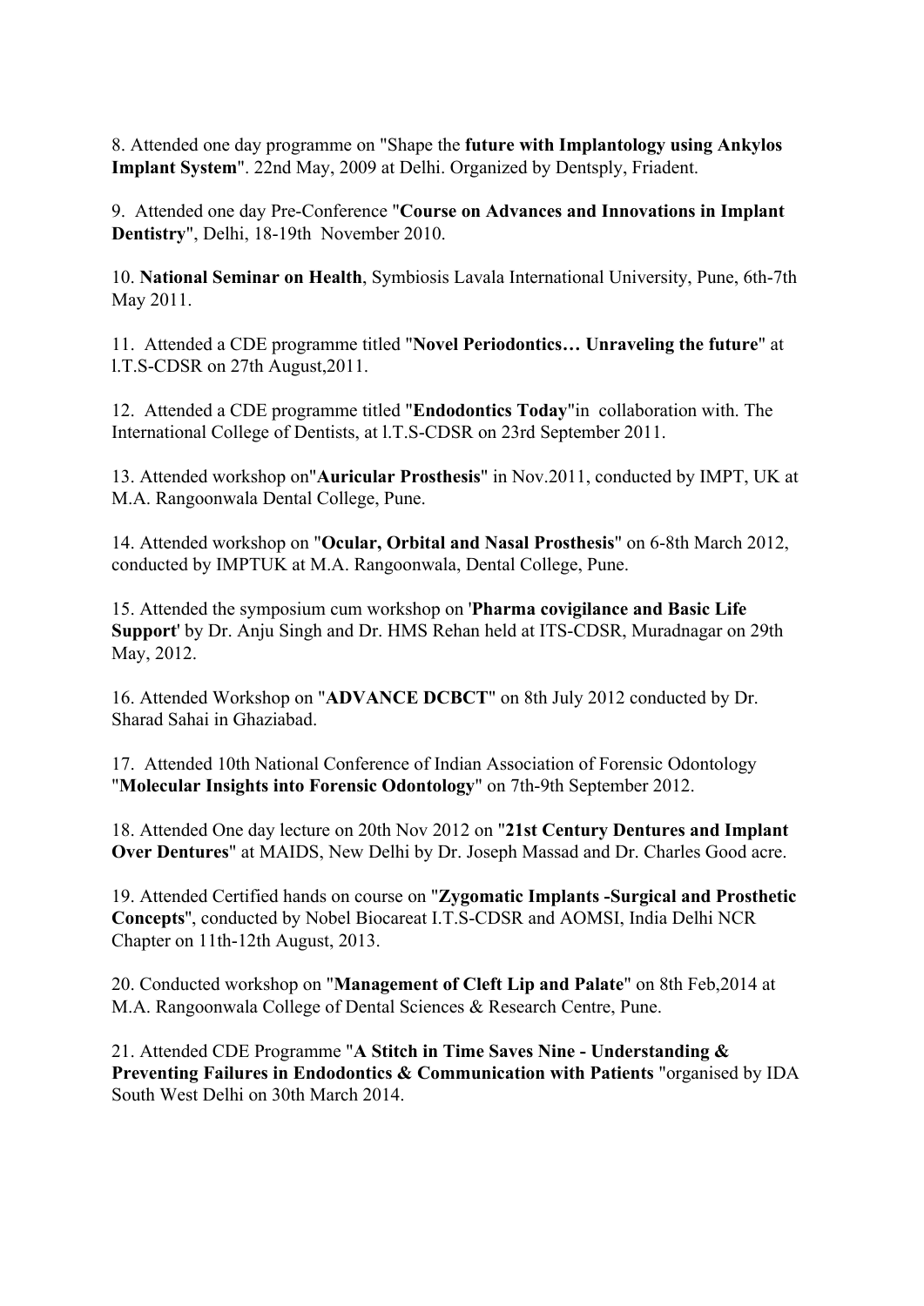8. Attended one day programme on "Shape the **future with Implantology using Ankylos Implant System**". 22nd May, 2009 at Delhi. Organized by Dentsply, Friadent.

9. Attended one day Pre-Conference "**Course on Advances and Innovations in Implant Dentistry**", Delhi, 18-19th November 2010.

10. **National Seminar on Health**, Symbiosis Lavala International University, Pune, 6th-7th May 2011.

11. Attended a CDE programme titled "**Novel Periodontics… Unraveling the future**" at l.T.S-CDSR on 27th August,2011.

12. Attended a CDE programme titled "**Endodontics Today**"in collaboration with. The International College of Dentists, at l.T.S-CDSR on 23rd September 2011.

13. Attended workshop on"**Auricular Prosthesis**" in Nov.2011, conducted by IMPT, UK at M.A. Rangoonwala Dental College, Pune.

14. Attended workshop on "**Ocular, Orbital and Nasal Prosthesis**" on 6-8th March 2012, conducted by IMPTUK at M.A. Rangoonwala, Dental College, Pune.

15. Attended the symposium cum workshop on '**Pharma covigilance and Basic Life Support**' by Dr. Anju Singh and Dr. HMS Rehan held at ITS-CDSR, Muradnagar on 29th May, 2012.

16. Attended Workshop on "**ADVANCE DCBCT**" on 8th July 2012 conducted by Dr. Sharad Sahai in Ghaziabad.

17. Attended 10th National Conference of Indian Association of Forensic Odontology "**Molecular Insights into Forensic Odontology**" on 7th-9th September 2012.

18. Attended One day lecture on 20th Nov 2012 on "**21st Century Dentures and Implant Over Dentures**" at MAIDS, New Delhi by Dr. Joseph Massad and Dr. Charles Good acre.

19. Attended Certified hands on course on "**Zygomatic Implants -Surgical and Prosthetic Concepts**", conducted by Nobel Biocareat I.T.S-CDSR and AOMSI, India Delhi NCR Chapter on 11th-12th August, 2013.

20. Conducted workshop on "**Management of Cleft Lip and Palate**" on 8th Feb,2014 at M.A. Rangoonwala College of Dental Sciences & Research Centre, Pune.

21. Attended CDE Programme "**A Stitch in Time Saves Nine - Understanding & Preventing Failures in Endodontics & Communication with Patients** "organised by IDA South West Delhi on 30th March 2014.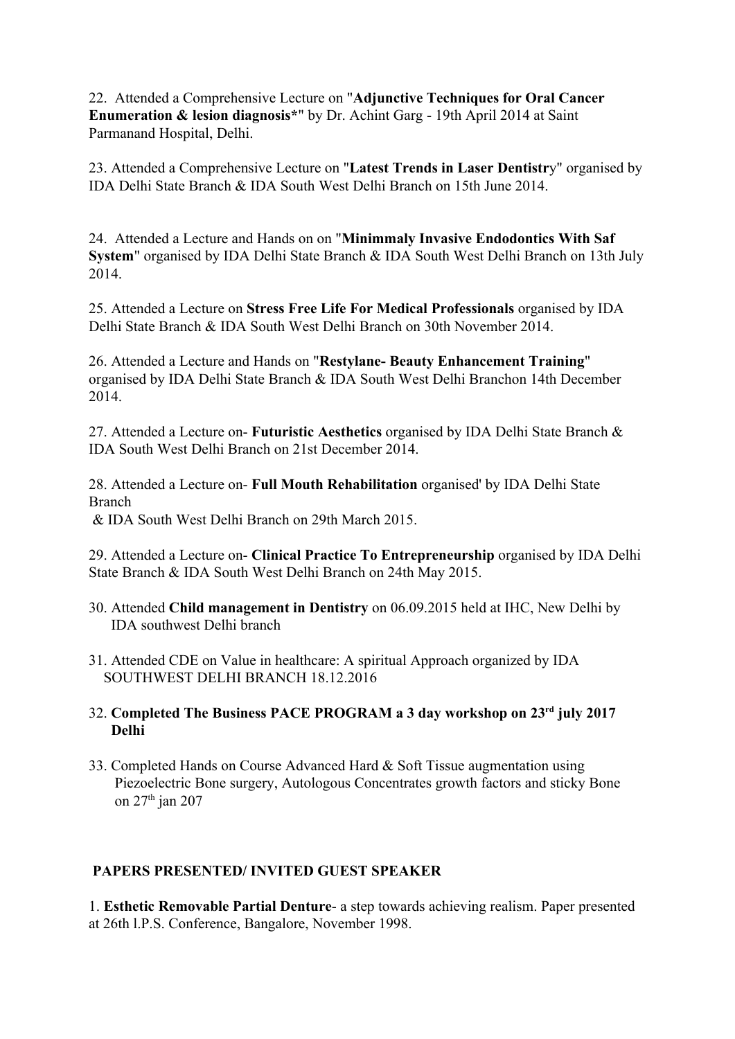22. Attended a Comprehensive Lecture on "**Adjunctive Techniques for Oral Cancer Enumeration & lesion diagnosis***" by Dr. Achint Garg - 19th April 2014 at Saint Parmanand Hospital, Delhi.

23. Attended a Comprehensive Lecture on "**Latest Trends in Laser Dentistr**y" organised by IDA Delhi State Branch & IDA South West Delhi Branch on 15th June 2014.

24. Attended a Lecture and Hands on on "**Minimmaly Invasive Endodontics With Saf System**" organised by IDA Delhi State Branch & IDA South West Delhi Branch on 13th July 2014.

25. Attended a Lecture on **Stress Free Life For Medical Professionals** organised by IDA Delhi State Branch & IDA South West Delhi Branch on 30th November 2014.

26. Attended a Lecture and Hands on "**Restylane- Beauty Enhancement Training**" organised by IDA Delhi State Branch & IDA South West Delhi Branchon 14th December 2014.

27. Attended a Lecture on- **Futuristic Aesthetics** organised by IDA Delhi State Branch & IDA South West Delhi Branch on 21st December 2014.

28. Attended a Lecture on- **Full Mouth Rehabilitation** organised' by IDA Delhi State Branch & IDA South West Delhi Branch on 29th March 2015.

29. Attended a Lecture on- **Clinical Practice To Entrepreneurship** organised by IDA Delhi State Branch & IDA South West Delhi Branch on 24th May 2015.

30. Attended **Child management in Dentistry** on 06.09.2015 held at IHC, New Delhi by IDA southwest Delhi branch

31. Attended CDE on Value in healthcare: A spiritual Approach organized by IDA SOUTHWEST DELHI BRANCH 18.12.2016

32. **Completed The Business PACE PROGRAM a 3 day workshop on 23rd july 2017 Delhi**

33. Completed Hands on Course Advanced Hard & Soft Tissue augmentation using Piezoelectric Bone surgery, Autologous Concentrates growth factors and sticky Bone on 27th jan 207

## PAPERS PRESENTED/ INVITED GUEST SPEAKER

1. **Esthetic Removable Partial Denture**- a step towards achieving realism. Paper presented at 26th l.P.S. Conference, Bangalore, November 1998.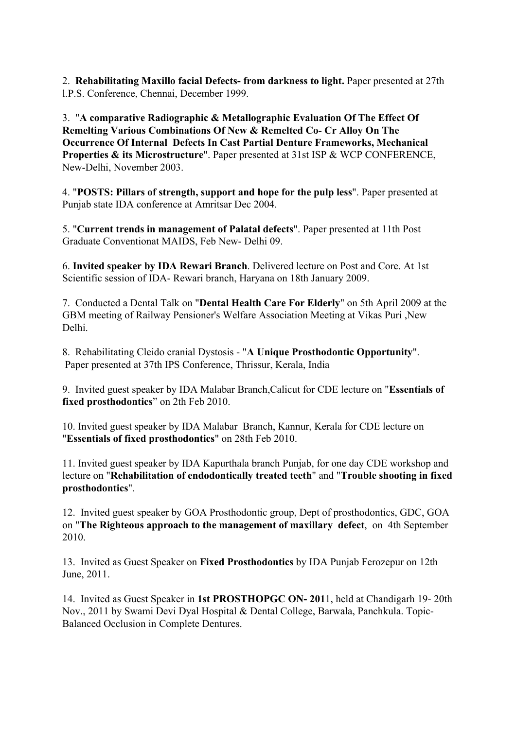2. **Rehabilitating Maxillo facial Defects- from darkness to light.** Paper presented at 27th l.P.S. Conference, Chennai, December 1999.

3. "**A comparative Radiographic & Metallographic Evaluation Of The Effect Of Remelting Various Combinations Of New & Remelted Co- Cr Alloy On The Occurrence Of Internal Defects In Cast Partial Denture Frameworks, Mechanical Properties & its Microstructure**". Paper presented at 31st ISP & WCP CONFERENCE, New-Delhi, November 2003.

4. "**POSTS: Pillars of strength, support and hope for the pulp less**". Paper presented at Punjab state IDA conference at Amritsar Dec 2004.

5. "**Current trends in management of Palatal defects**". Paper presented at 11th Post Graduate Conventionat MAIDS, Feb New- Delhi 09.

6. **Invited speaker by IDA Rewari Branch**. Delivered lecture on Post and Core. At 1st Scientific session of IDA- Rewari branch, Haryana on 18th January 2009.

7. Conducted a Dental Talk on "**Dental Health Care For Elderly**" on 5th April 2009 at the GBM meeting of Railway Pensioner's Welfare Association Meeting at Vikas Puri ,New Delhi.

8. Rehabilitating Cleido cranial Dystosis - "**A Unique Prosthodontic Opportunity**". Paper presented at 37th IPS Conference, Thrissur, Kerala, India

9. Invited guest speaker by IDA Malabar Branch,Calicut for CDE lecture on "**Essentials of fixed prosthodontics**" on 2th Feb 2010.

10. Invited guest speaker by IDA Malabar Branch, Kannur, Kerala for CDE lecture on "**Essentials of fixed prosthodontics**" on 28th Feb 2010.

11. Invited guest speaker by IDA Kapurthala branch Punjab, for one day CDE workshop and lecture on "**Rehabilitation of endodontically treated teeth**" and "**Trouble shooting in fixed prosthodontics**".

12. Invited guest speaker by GOA Prosthodontic group, Dept of prosthodontics, GDC, GOA on "**The Righteous approach to the management of maxillary defect**, on 4th September 2010.

13. Invited as Guest Speaker on **Fixed Prosthodontics** by IDA Punjab Ferozepur on 12th June, 2011.

14. Invited as Guest Speaker in **1st PROSTHOPGC ON- 201**1, held at Chandigarh 19- 20th Nov., 2011 by Swami Devi Dyal Hospital & Dental College, Barwala, Panchkula. Topic- Balanced Occlusion in Complete Dentures.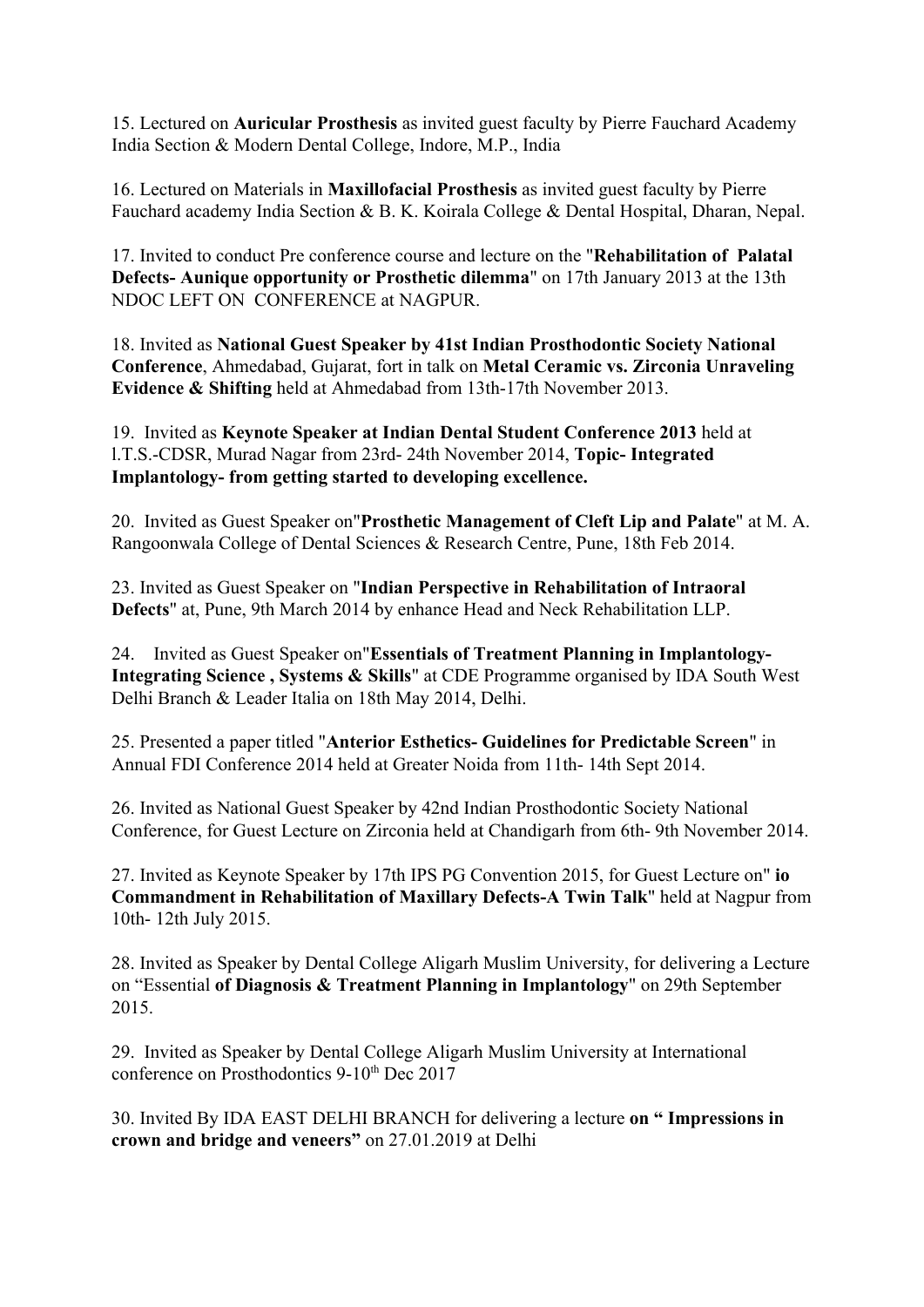15. Lectured on **Auricular Prosthesis** as invited guest faculty by Pierre Fauchard Academy India Section & Modern Dental College, Indore, M.P., India

16. Lectured on Materials in **Maxillofacial Prosthesis** as invited guest faculty by Pierre Fauchard academy India Section & B. K. Koirala College & Dental Hospital, Dharan, Nepal.

17. Invited to conduct Pre conference course and lecture on the "**Rehabilitation of Palatal Defects- Aunique opportunity or Prosthetic dilemma**" on 17th January 2013 at the 13th NDOC LEFT ON CONFERENCE at NAGPUR.

18. Invited as **National Guest Speaker by 41st Indian Prosthodontic Society National Conference**, Ahmedabad, Gujarat, fort in talk on **Metal Ceramic vs. Zirconia Unraveling Evidence & Shifting** held at Ahmedabad from 13th-17th November 2013.

19. Invited as **Keynote Speaker at Indian Dental Student Conference 2013** held at l.T.S.-CDSR, Murad Nagar from 23rd- 24th November 2014, **Topic- Integrated Implantology- from getting started to developing excellence.**

20. Invited as Guest Speaker on"**Prosthetic Management of Cleft Lip and Palate**" at M. A. Rangoonwala College of Dental Sciences & Research Centre, Pune, 18th Feb 2014.

23. Invited as Guest Speaker on "**Indian Perspective in Rehabilitation of Intraoral Defects**" at, Pune, 9th March 2014 by enhance Head and Neck Rehabilitation LLP.

24. Invited as Guest Speaker on"**Essentials of Treatment Planning in Implantology- Integrating Science , Systems & Skills**" at CDE Programme organised by IDA South West Delhi Branch & Leader Italia on 18th May 2014, Delhi.

25. Presented a paper titled "**Anterior Esthetics- Guidelines for Predictable Screen**" in Annual FDI Conference 2014 held at Greater Noida from 11th- 14th Sept 2014.

26. Invited as National Guest Speaker by 42nd Indian Prosthodontic Society National Conference, for Guest Lecture on Zirconia held at Chandigarh from 6th- 9th November 2014.

27. Invited as Keynote Speaker by 17th IPS PG Convention 2015, for Guest Lecture on" **io Commandment in Rehabilitation of Maxillary Defects-A Twin Talk**" held at Nagpur from 10th- 12th July 2015.

28. Invited as Speaker by Dental College Aligarh Muslim University, for delivering a Lecture on "Essential **of Diagnosis & Treatment Planning in Implantology**" on 29th September 2015.

29. Invited as Speaker by Dental College Aligarh Muslim University at International conference on Prosthodontics 9-10th Dec 2017

30. Invited By IDA EAST DELHI BRANCH for delivering a lecture **on " Impressions in crown and bridge and veneers"** on 27.01.2019 at Delhi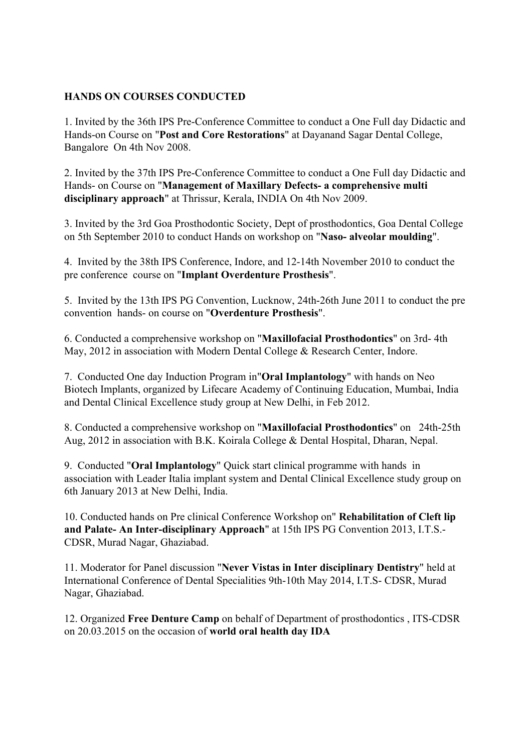**HANDS ON COURSES CONDUCTED**

1. Invited by the 36th IPS Pre-Conference Committee to conduct a One Full day Didactic and Hands-on Course on "**Post and Core Restorations**" at Dayanand Sagar Dental College, Bangalore On 4th Nov 2008.

2. Invited by the 37th IPS Pre-Conference Committee to conduct a One Full day Didactic and Hands- on Course on "**Management of Maxillary Defects- a comprehensive multi disciplinary approach**" at Thrissur, Kerala, INDIA On 4th Nov 2009.

3. Invited by the 3rd Goa Prosthodontic Society, Dept of prosthodontics, Goa Dental College on 5th September 2010 to conduct Hands on workshop on "**Naso- alveolar moulding**".

4. Invited by the 38th IPS Conference, Indore, and 12-14th November 2010 to conduct the pre conference course on "**Implant Overdenture Prosthesis**".

5. Invited by the 13th IPS PG Convention, Lucknow, 24th-26th June 2011 to conduct the pre convention hands- on course on "**Overdenture Prosthesis**".

6. Conducted a comprehensive workshop on "**Maxillofacial Prosthodontics**" on 3rd- 4th May, 2012 in association with Modern Dental College & Research Center, Indore.

7. Conducted One day Induction Program in"**Oral Implantology**" with hands on Neo Biotech Implants, organized by Lifecare Academy of Continuing Education, Mumbai, India and Dental Clinical Excellence study group at New Delhi, in Feb 2012.

8. Conducted a comprehensive workshop on "**Maxillofacial Prosthodontics**" on 24th-25th Aug, 2012 in association with B.K. Koirala College & Dental Hospital, Dharan, Nepal.

9. Conducted "**Oral Implantology**" Quick start clinical programme with hands in association with Leader Italia implant system and Dental Clinical Excellence study group on 6th January 2013 at New Delhi, India.

10. Conducted hands on Pre clinical Conference Workshop on" **Rehabilitation of Cleft lip and Palate- An Inter-disciplinary Approach**" at 15th IPS PG Convention 2013, I.T.S.- CDSR, Murad Nagar, Ghaziabad.

11. Moderator for Panel discussion "**Never Vistas in Inter disciplinary Dentistry**" held at International Conference of Dental Specialities 9th-10th May 2014, I.T.S- CDSR, Murad Nagar, Ghaziabad.

12. Organized **Free Denture Camp** on behalf of Department of prosthodontics , ITS-CDSR on 20.03.2015 on the occasion of **world oral health day IDA**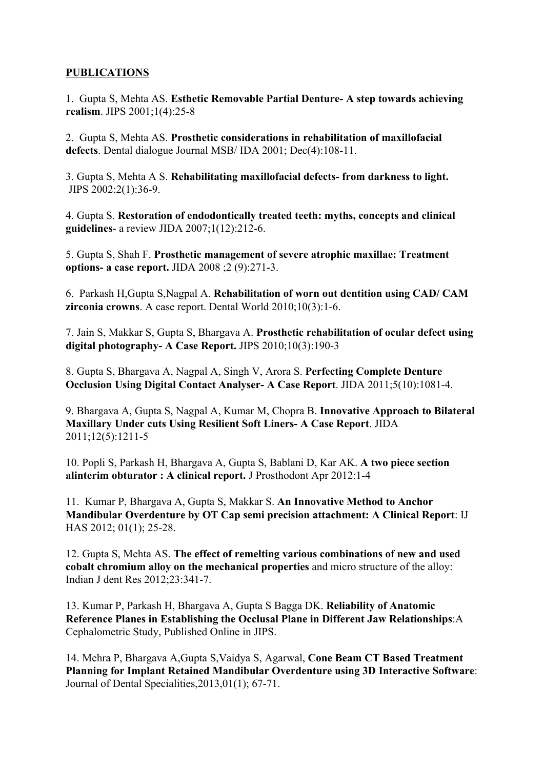**PUBLICATIONS**

1. Gupta S, Mehta AS. **Esthetic Removable Partial Denture- A step towards achieving realism**. JIPS 2001;1(4):25-8

2. Gupta S, Mehta AS. **Prosthetic considerations in rehabilitation of maxillofacial defects**. Dental dialogue Journal MSB/ IDA 2001; Dec(4):108-11.

3. Gupta S, Mehta A S. **Rehabilitating maxillofacial defects- from darkness to light.** JIPS 2002:2(1):36-9.

4. Gupta S. **Restoration of endodontically treated teeth: myths, concepts and clinical guidelines**- a review JIDA 2007;1(12):212-6.

5. Gupta S, Shah F. **Prosthetic management of severe atrophic maxillae: Treatment options- a case report.** JIDA 2008 ;2 (9):271-3.

6. Parkash H,Gupta S,Nagpal A. **Rehabilitation of worn out dentition using CAD/ CAM zirconia crowns**. A case report. Dental World 2010;10(3):1-6.

7. Jain S, Makkar S, Gupta S, Bhargava A. **Prosthetic rehabilitation of ocular defect using digital photography- A Case Report.** JIPS 2010;10(3):190-3

8. Gupta S, Bhargava A, Nagpal A, Singh V, Arora S. **Perfecting Complete Denture Occlusion Using Digital Contact Analyser- A Case Report**. JIDA 2011;5(10):1081-4.

9. Bhargava A, Gupta S, Nagpal A, Kumar M, Chopra B. **Innovative Approach to Bilateral Maxillary Under cuts Using Resilient Soft Liners- A Case Report**. JIDA 2011;12(5):1211-5

10. Popli S, Parkash H, Bhargava A, Gupta S, Bablani D, Kar AK. **A two piece section alinterim obturator : A clinical report.** J Prosthodont Apr 2012:1-4

11. Kumar P, Bhargava A, Gupta S, Makkar S. **An Innovative Method to Anchor Mandibular Overdenture by OT Cap semi precision attachment: A Clinical Report**: IJ HAS 2012; 01(1); 25-28.

12. Gupta S, Mehta AS. **The effect of remelting various combinations of new and used cobalt chromium alloy on the mechanical properties** and micro structure of the alloy: Indian J dent Res 2012;23:341-7.

13. Kumar P, Parkash H, Bhargava A, Gupta S Bagga DK. **Reliability of Anatomic Reference Planes in Establishing the Occlusal Plane in Different Jaw Relationships**:A Cephalometric Study, Published Online in JIPS.

14. Mehra P, Bhargava A,Gupta S,Vaidya S, Agarwal, **Cone Beam CT Based Treatment Planning for Implant Retained Mandibular Overdenture using 3D Interactive Software**: Journal of Dental Specialities,2013,01(1); 67-71.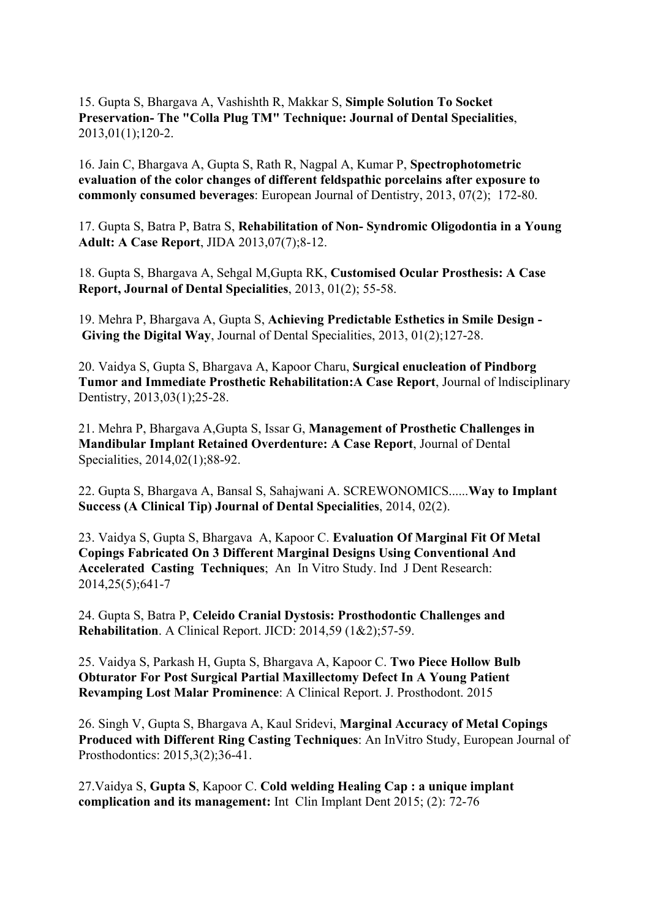15. Gupta S, Bhargava A, Vashishth R, Makkar S, **Simple Solution To Socket Preservation- The "Colla Plug TM" Technique: Journal of Dental Specialities**, 2013,01(1);120-2.

16. Jain C, Bhargava A, Gupta S, Rath R, Nagpal A, Kumar P, **Spectrophotometric evaluation of the color changes of different feldspathic porcelains after exposure to commonly consumed beverages**: European Journal of Dentistry, 2013, 07(2); 172-80.

17. Gupta S, Batra P, Batra S, **Rehabilitation of Non- Syndromic Oligodontia in a Young Adult: A Case Report**, JIDA 2013,07(7);8-12.

18. Gupta S, Bhargava A, Sehgal M,Gupta RK, **Customised Ocular Prosthesis: A Case Report, Journal of Dental Specialities**, 2013, 01(2); 55-58.

19. Mehra P, Bhargava A, Gupta S, **Achieving Predictable Esthetics in Smile Design - Giving the Digital Way**, Journal of Dental Specialities, 2013, 01(2);127-28.

20. Vaidya S, Gupta S, Bhargava A, Kapoor Charu, **Surgical enucleation of Pindborg Tumor and Immediate Prosthetic Rehabilitation:A Case Report**, Journal of lndisciplinary Dentistry, 2013,03(1);25-28.

21. Mehra P, Bhargava A,Gupta S, Issar G, **Management of Prosthetic Challenges in Mandibular Implant Retained Overdenture: A Case Report**, Journal of Dental Specialities, 2014,02(1);88-92.

22. Gupta S, Bhargava A, Bansal S, Sahajwani A. SCREWONOMICS......**Way to Implant Success (A Clinical Tip) Journal of Dental Specialities**, 2014, 02(2).

23. Vaidya S, Gupta S, Bhargava A, Kapoor C. **Evaluation Of Marginal Fit Of Metal Copings Fabricated On 3 Different Marginal Designs Using Conventional And Accelerated Casting Techniques**; An In Vitro Study. Ind J Dent Research: 2014,25(5);641-7

24. Gupta S, Batra P, **Celeido Cranial Dystosis: Prosthodontic Challenges and Rehabilitation**. A Clinical Report. JICD: 2014,59 (1&2);57-59.

25. Vaidya S, Parkash H, Gupta S, Bhargava A, Kapoor C. **Two Piece Hollow Bulb Obturator For Post Surgical Partial Maxillectomy Defect In A Young Patient Revamping Lost Malar Prominence**: A Clinical Report. J. Prosthodont. 2015

26. Singh V, Gupta S, Bhargava A, Kaul Sridevi, **Marginal Accuracy of Metal Copings Produced with Different Ring Casting Techniques**: An InVitro Study, European Journal of Prosthodontics: 2015,3(2);36-41.

27.Vaidya S, **Gupta S**, Kapoor C. **Cold welding Healing Cap : a unique implant complication and its management:** Int Clin Implant Dent 2015; (2): 72-76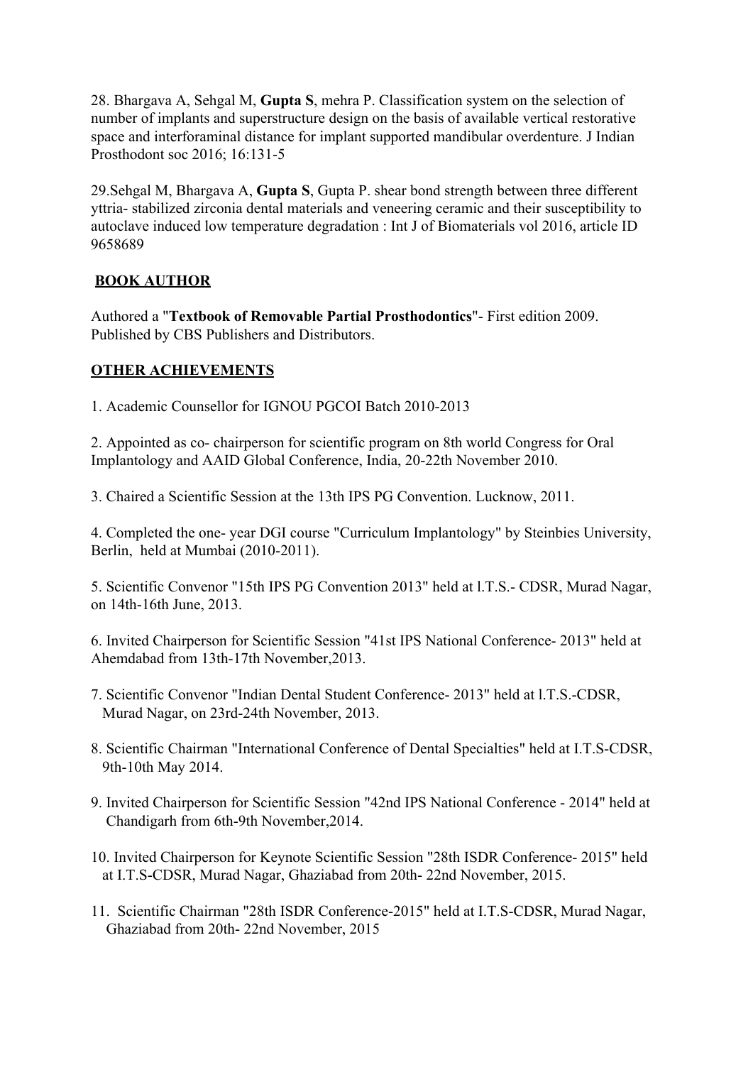28. Bhargava A, Sehgal M, **Gupta S**, mehra P. Classification system on the selection of number of implants and superstructure design on the basis of available vertical restorative space and interforaminal distance for implant supported mandibular overdenture. J Indian Prosthodont soc 2016; 16:131-5

29. Sehgal M, Bhargava A, **Gupta S**, Gupta P. shear bond strength between three different yttria- stabilized zirconia dental materials and veneering ceramic and their susceptibility to autoclave induced low temperature degradation : Int J of Biomaterials vol 2016, article ID 9658689

## BOOK AUTHOR

Authored a "**Textbook of Removable Partial Prosthodontics**"- First edition 2009. Published by CBS Publishers and Distributors.

## OTHER ACHIEVEMENTS

1. Academic Counsellor for IGNOU PGCOI Batch 2010-2013

2. Appointed as co- chairperson for scientific program on 8th world Congress for Oral Implantology and AAID Global Conference, India, 20-22th November 2010.

3. Chaired a Scientific Session at the 13th IPS PG Convention. Lucknow, 2011.

4. Completed the one- year DGI course "Curriculum Implantology" by Steinbies University, Berlin, held at Mumbai (2010-2011).

5. Scientific Convenor "15th IPS PG Convention 2013" held at l.T.S.- CDSR, Murad Nagar, on 14th-16th June, 2013.

6. Invited Chairperson for Scientific Session "41st IPS National Conference- 2013" held at Ahemdabad from 13th-17th November,2013.

7. Scientific Convenor "Indian Dental Student Conference- 2013" held at l.T.S.-CDSR, Murad Nagar, on 23rd-24th November, 2013.

8. Scientific Chairman "International Conference of Dental Specialties" held at I.T.S-CDSR, 9th-10th May 2014.

9. Invited Chairperson for Scientific Session "42nd IPS National Conference - 2014" held at Chandigarh from 6th-9th November,2014.

10. Invited Chairperson for Keynote Scientific Session "28th ISDR Conference- 2015" held at I.T.S-CDSR, Murad Nagar, Ghaziabad from 20th- 22nd November, 2015.

11. Scientific Chairman "28th ISDR Conference-2015" held at I.T.S-CDSR, Murad Nagar, Ghaziabad from 20th- 22nd November, 2015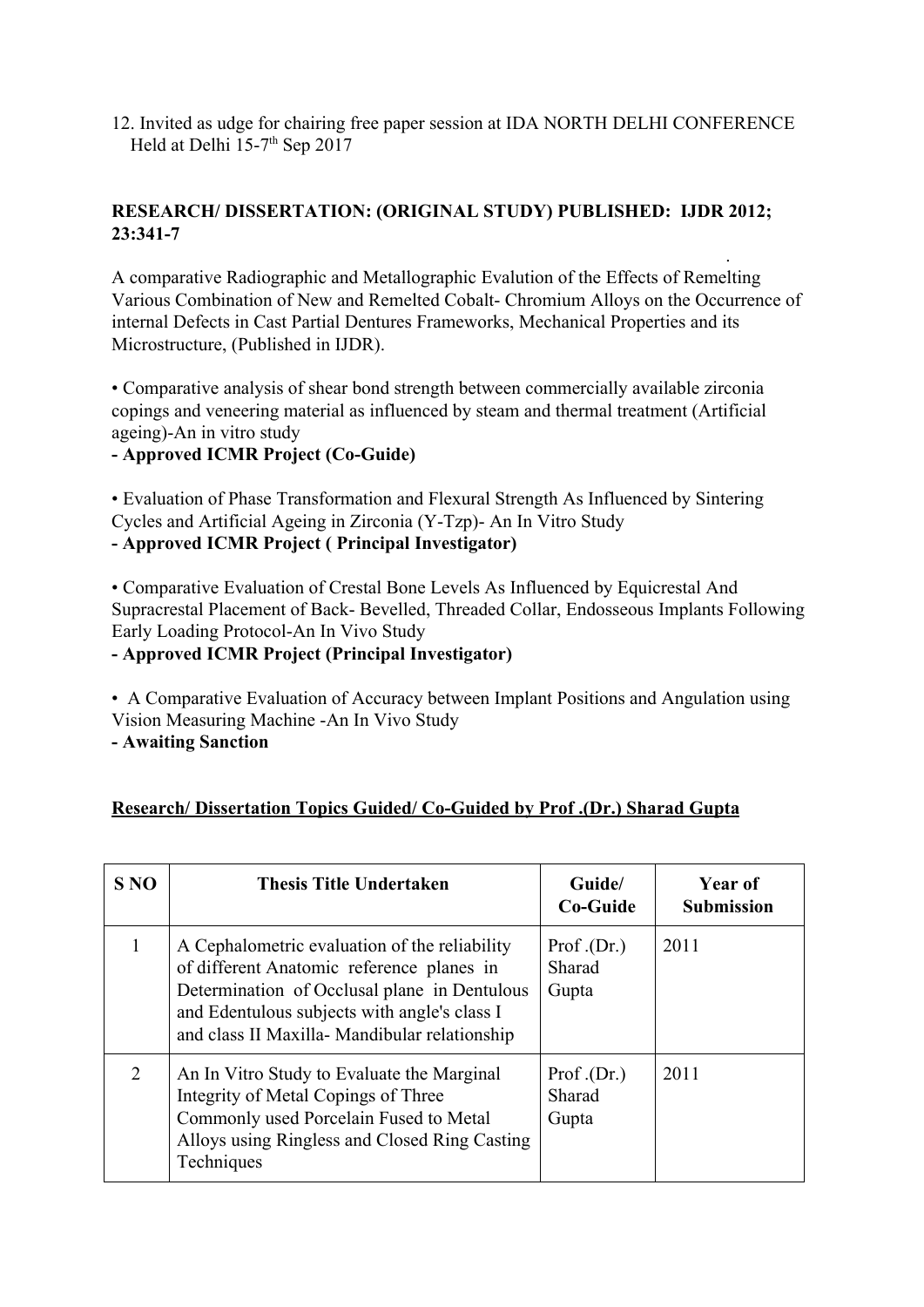12. Invited as udge for chairing free paper session at IDA NORTH DELHI CONFERENCE Held at Delhi 15-7th Sep 2017

**RESEARCH/ DISSERTATION: (ORIGINAL STUDY) PUBLISHED: IJDR 2012; 23:341-7**

A comparative Radiographic and Metallographic Evalution of the Effects of Remelting Various Combination of New and Remelted Cobalt- Chromium Alloys on the Occurrence of internal Defects in Cast Partial Dentures Frameworks, Mechanical Properties and its Microstructure, (Published in IJDR).

- Comparative analysis of shear bond strength between commercially available zirconia copings and veneering material as influenced by steam and thermal treatment (Artificial ageing)-An in vitro study
**- Approved ICMR Project (Co-Guide)**

- Evaluation of Phase Transformation and Flexural Strength As Influenced by Sintering Cycles and Artificial Ageing in Zirconia (Y-Tzp)- An In Vitro Study
**- Approved ICMR Project ( Principal Investigator)**

- Comparative Evaluation of Crestal Bone Levels As Influenced by Equicrestal And Supracrestal Placement of Back- Bevelled, Threaded Collar, Endosseous Implants Following Early Loading Protocol-An In Vivo Study
**- Approved ICMR Project (Principal Investigator)**

- A Comparative Evaluation of Accuracy between Implant Positions and Angulation using Vision Measuring Machine -An In Vivo Study
**- Awaiting Sanction**

**<u>Research/ Dissertation Topics Guided/ Co-Guided by Prof .(Dr.) Sharad Gupta</u>**

| S NO | Thesis Title Undertaken | Guide/ Co-Guide | Year of Submission |
|---|---|---|---|
| 1 | A Cephalometric evaluation of the reliability of different Anatomic reference planes in Determination of Occlusal plane in Dentulous and Edentulous subjects with angle's class I and class II Maxilla- Mandibular relationship | Prof .(Dr.) Sharad Gupta | 2011 |
| 2 | An In Vitro Study to Evaluate the Marginal Integrity of Metal Copings of Three Commonly used Porcelain Fused to Metal Alloys using Ringless and Closed Ring Casting Techniques | Prof .(Dr.) Sharad Gupta | 2011 |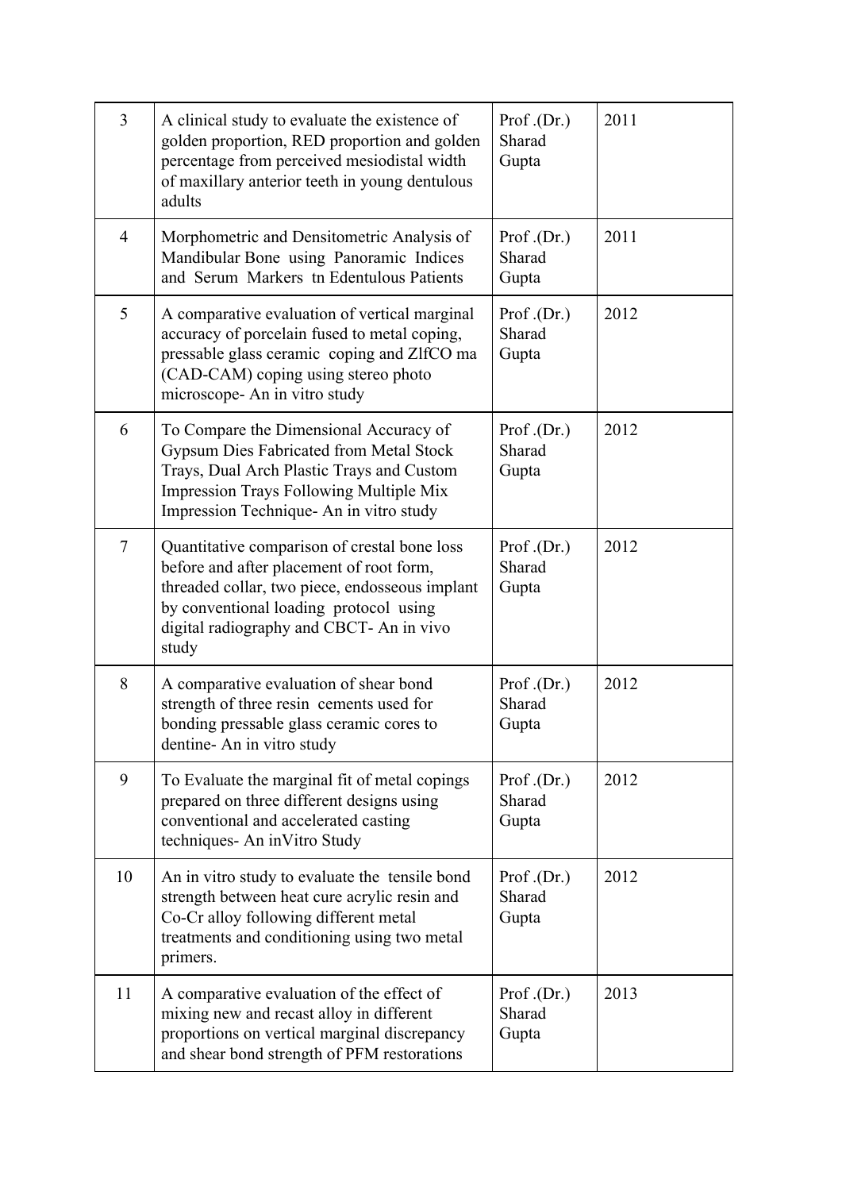| 3 | A clinical study to evaluate the existence of golden proportion, RED proportion and golden percentage from perceived mesiodistal width of maxillary anterior teeth in young dentulous adults | Prof .(Dr.) Sharad Gupta | 2011 |
|---|---|---|---|
| 4 | Morphometric and Densitometric Analysis of Mandibular Bone using Panoramic Indices and Serum Markers tn Edentulous Patients | Prof .(Dr.) Sharad Gupta | 2011 |
| 5 | A comparative evaluation of vertical marginal accuracy of porcelain fused to metal coping, pressable glass ceramic coping and ZlfCO ma (CAD-CAM) coping using stereo photo microscope- An in vitro study | Prof .(Dr.) Sharad Gupta | 2012 |
| 6 | To Compare the Dimensional Accuracy of Gypsum Dies Fabricated from Metal Stock Trays, Dual Arch Plastic Trays and Custom Impression Trays Following Multiple Mix Impression Technique- An in vitro study | Prof .(Dr.) Sharad Gupta | 2012 |
| 7 | Quantitative comparison of crestal bone loss before and after placement of root form, threaded collar, two piece, endosseous implant by conventional loading protocol using digital radiography and CBCT- An in vivo study | Prof .(Dr.) Sharad Gupta | 2012 |
| 8 | A comparative evaluation of shear bond strength of three resin cements used for bonding pressable glass ceramic cores to dentine- An in vitro study | Prof .(Dr.) Sharad Gupta | 2012 |
| 9 | To Evaluate the marginal fit of metal copings prepared on three different designs using conventional and accelerated casting techniques- An inVitro Study | Prof .(Dr.) Sharad Gupta | 2012 |
| 10 | An in vitro study to evaluate the tensile bond strength between heat cure acrylic resin and Co-Cr alloy following different metal treatments and conditioning using two metal primers. | Prof .(Dr.) Sharad Gupta | 2012 |
| 11 | A comparative evaluation of the effect of mixing new and recast alloy in different proportions on vertical marginal discrepancy and shear bond strength of PFM restorations | Prof .(Dr.) Sharad Gupta | 2013 |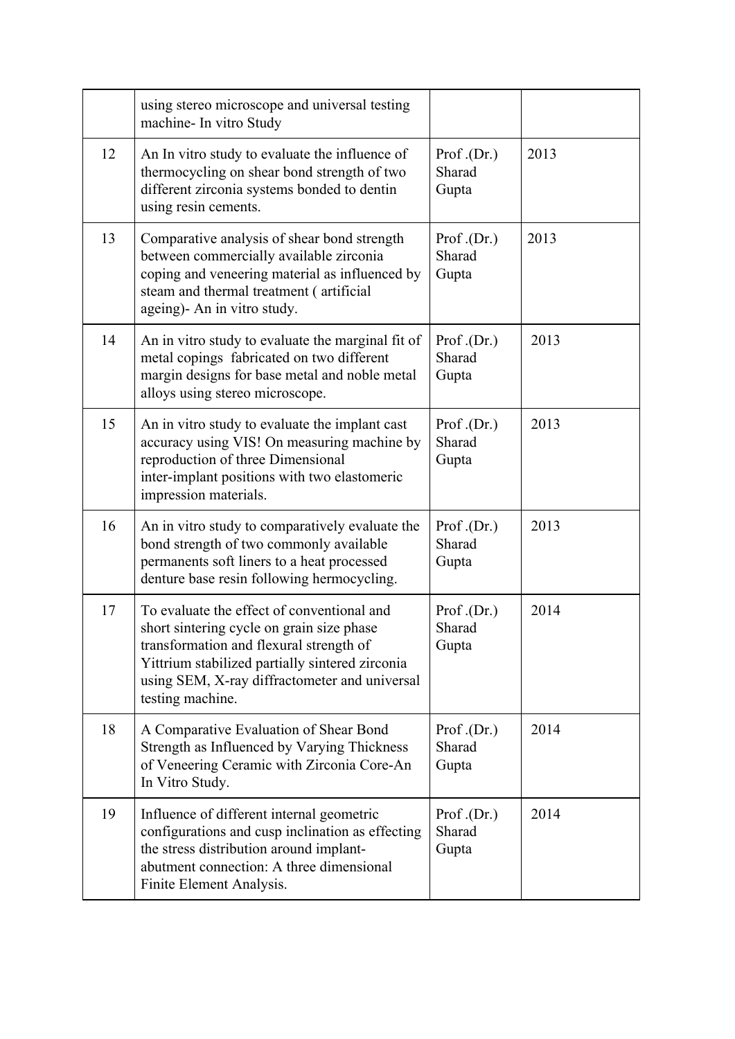| | | | |
|---|---|---|---|
| | using stereo microscope and universal testing machine- In vitro Study | | |
| 12 | An In vitro study to evaluate the influence of thermocycling on shear bond strength of two different zirconia systems bonded to dentin using resin cements. | Prof .(Dr.) Sharad Gupta | 2013 |
| 13 | Comparative analysis of shear bond strength between commercially available zirconia coping and veneering material as influenced by steam and thermal treatment ( artificial ageing)- An in vitro study. | Prof .(Dr.) Sharad Gupta | 2013 |
| 14 | An in vitro study to evaluate the marginal fit of metal copings fabricated on two different margin designs for base metal and noble metal alloys using stereo microscope. | Prof .(Dr.) Sharad Gupta | 2013 |
| 15 | An in vitro study to evaluate the implant cast accuracy using VIS! On measuring machine by reproduction of three Dimensional inter-implant positions with two elastomeric impression materials. | Prof .(Dr.) Sharad Gupta | 2013 |
| 16 | An in vitro study to comparatively evaluate the bond strength of two commonly available permanents soft liners to a heat processed denture base resin following hermocycling. | Prof .(Dr.) Sharad Gupta | 2013 |
| 17 | To evaluate the effect of conventional and short sintering cycle on grain size phase transformation and flexural strength of Yittrium stabilized partially sintered zirconia using SEM, X-ray diffractometer and universal testing machine. | Prof .(Dr.) Sharad Gupta | 2014 |
| 18 | A Comparative Evaluation of Shear Bond Strength as Influenced by Varying Thickness of Veneering Ceramic with Zirconia Core-An In Vitro Study. | Prof .(Dr.) Sharad Gupta | 2014 |
| 19 | Influence of different internal geometric configurations and cusp inclination as effecting the stress distribution around implant-abutment connection: A three dimensional Finite Element Analysis. | Prof .(Dr.) Sharad Gupta | 2014 |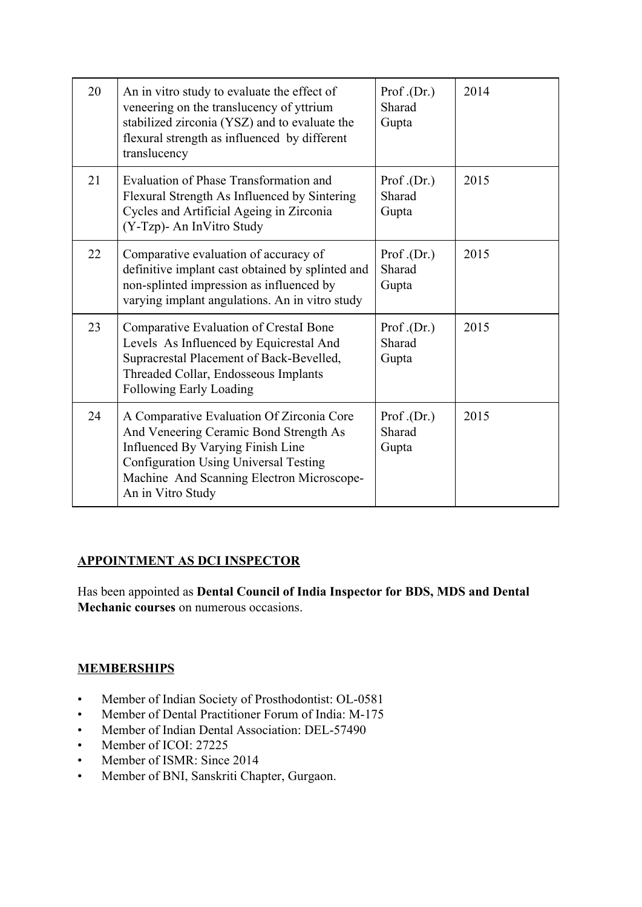| 20 | An in vitro study to evaluate the effect of veneering on the translucency of yttrium stabilized zirconia (YSZ) and to evaluate the flexural strength as influenced by different translucency | Prof .(Dr.) Sharad Gupta | 2014 |
|---|---|---|---|
| 21 | Evaluation of Phase Transformation and Flexural Strength As Influenced by Sintering Cycles and Artificial Ageing in Zirconia (Y-Tzp)- An InVitro Study | Prof .(Dr.) Sharad Gupta | 2015 |
| 22 | Comparative evaluation of accuracy of definitive implant cast obtained by splinted and non-splinted impression as influenced by varying implant angulations. An in vitro study | Prof .(Dr.) Sharad Gupta | 2015 |
| 23 | Comparative Evaluation of CrestaI Bone Levels As Influenced by Equicrestal And Supracrestal Placement of Back-Bevelled, Threaded Collar, Endosseous Implants Following Early Loading | Prof .(Dr.) Sharad Gupta | 2015 |
| 24 | A Comparative Evaluation Of Zirconia Core And Veneering Ceramic Bond Strength As Influenced By Varying Finish Line Configuration Using Universal Testing Machine And Scanning Electron Microscope- An in Vitro Study | Prof .(Dr.) Sharad Gupta | 2015 |

## APPOINTMENT AS DCI INSPECTOR

Has been appointed as **Dental Council of India Inspector for BDS, MDS and Dental Mechanic courses** on numerous occasions.

## MEMBERSHIPS

- Member of Indian Society of Prosthodontist: OL-0581
- Member of Dental Practitioner Forum of India: M-175
- Member of Indian Dental Association: DEL-57490
- Member of ICOI: 27225
- Member of ISMR: Since 2014
- Member of BNI, Sanskriti Chapter, Gurgaon.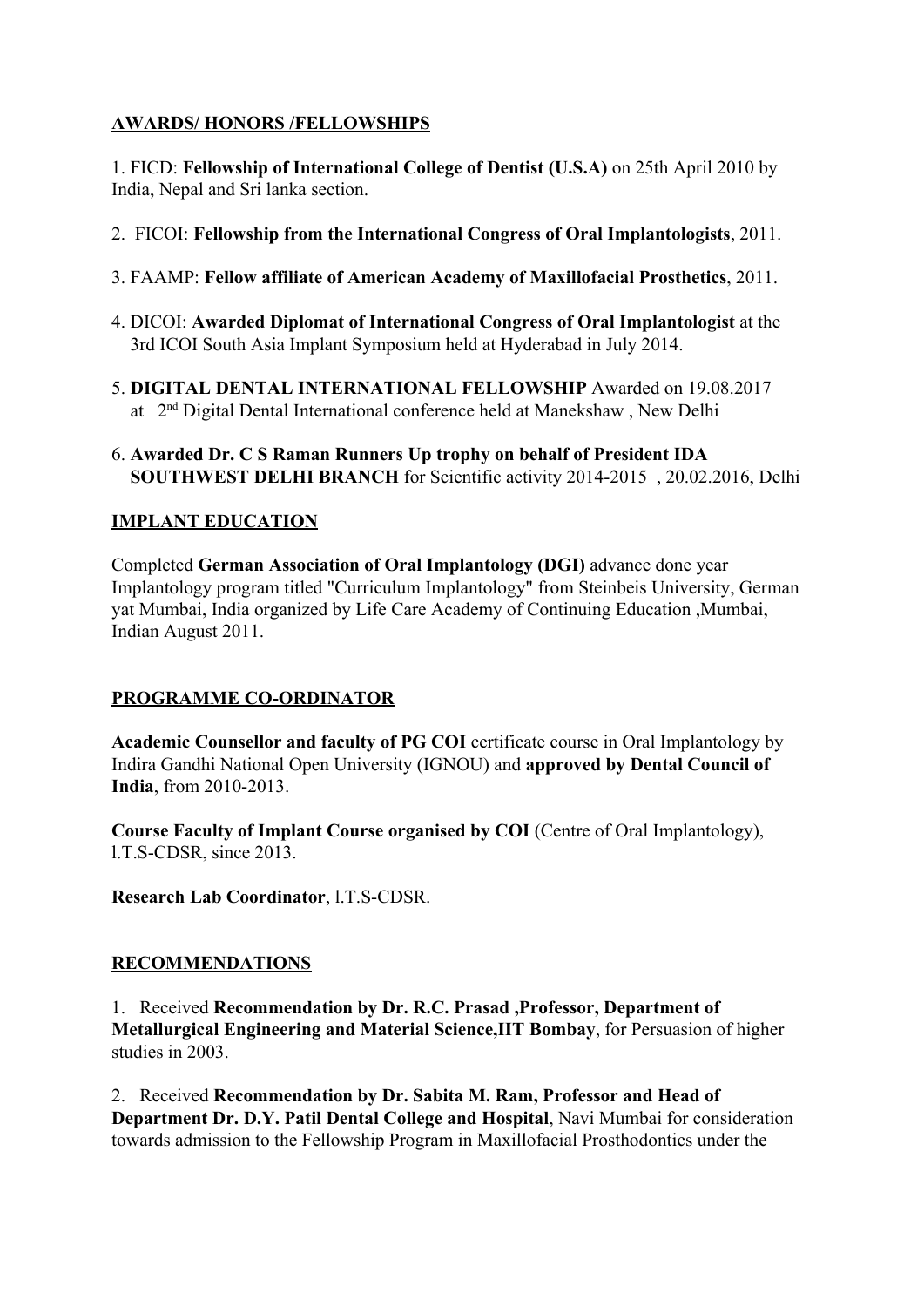**AWARDS/ HONORS /FELLOWSHIPS**

1. FICD: **Fellowship of International College of Dentist (U.S.A)** on 25th April 2010 by India, Nepal and Sri lanka section.

2. FICOI: **Fellowship from the International Congress of Oral Implantologists**, 2011.

3. FAAMP: **Fellow affiliate of American Academy of Maxillofacial Prosthetics**, 2011.

4. DICOI: **Awarded Diplomat of International Congress of Oral Implantologist** at the 3rd ICOI South Asia Implant Symposium held at Hyderabad in July 2014.

5. **DIGITAL DENTAL INTERNATIONAL FELLOWSHIP** Awarded on 19.08.2017 at 2nd Digital Dental International conference held at Manekshaw , New Delhi

6. **Awarded Dr. C S Raman Runners Up trophy on behalf of President IDA SOUTHWEST DELHI BRANCH** for Scientific activity 2014-2015 , 20.02.2016, Delhi

**IMPLANT EDUCATION**

Completed **German Association of Oral Implantology (DGI)** advance done year Implantology program titled "Curriculum Implantology" from Steinbeis University, German yat Mumbai, India organized by Life Care Academy of Continuing Education ,Mumbai, Indian August 2011.

**PROGRAMME CO-ORDINATOR**

**Academic Counsellor and faculty of PG COI** certificate course in Oral Implantology by Indira Gandhi National Open University (IGNOU) and **approved by Dental Council of India**, from 2010-2013.

**Course Faculty of Implant Course organised by COI** (Centre of Oral Implantology), I.T.S-CDSR, since 2013.

**Research Lab Coordinator**, I.T.S-CDSR.

**RECOMMENDATIONS**

1. Received **Recommendation by Dr. R.C. Prasad ,Professor, Department of Metallurgical Engineering and Material Science,IIT Bombay**, for Persuasion of higher studies in 2003.

2. Received **Recommendation by Dr. Sabita M. Ram, Professor and Head of Department Dr. D.Y. Patil Dental College and Hospital**, Navi Mumbai for consideration towards admission to the Fellowship Program in Maxillofacial Prosthodontics under the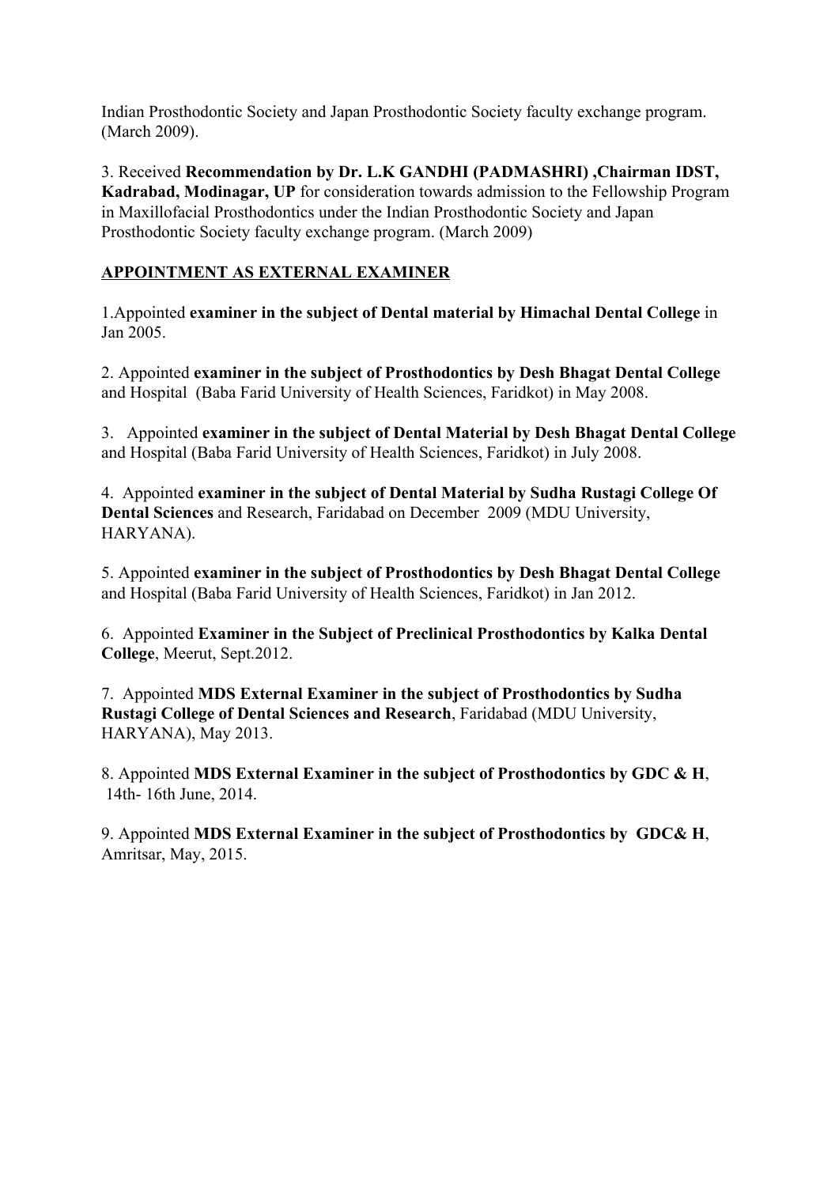Indian Prosthodontic Society and Japan Prosthodontic Society faculty exchange program. (March 2009).

3. Received **Recommendation by Dr. L.K GANDHI (PADMASHRI) ,Chairman IDST, Kadrabad, Modinagar, UP** for consideration towards admission to the Fellowship Program in Maxillofacial Prosthodontics under the Indian Prosthodontic Society and Japan Prosthodontic Society faculty exchange program. (March 2009)

**APPOINTMENT AS EXTERNAL EXAMINER**

1.Appointed **examiner in the subject of Dental material by Himachal Dental College** in Jan 2005.

2. Appointed **examiner in the subject of Prosthodontics by Desh Bhagat Dental College** and Hospital (Baba Farid University of Health Sciences, Faridkot) in May 2008.

3. Appointed **examiner in the subject of Dental Material by Desh Bhagat Dental College** and Hospital (Baba Farid University of Health Sciences, Faridkot) in July 2008.

4. Appointed **examiner in the subject of Dental Material by Sudha Rustagi College Of Dental Sciences** and Research, Faridabad on December 2009 (MDU University, HARYANA).

5. Appointed **examiner in the subject of Prosthodontics by Desh Bhagat Dental College** and Hospital (Baba Farid University of Health Sciences, Faridkot) in Jan 2012.

6. Appointed **Examiner in the Subject of Preclinical Prosthodontics by Kalka Dental College**, Meerut, Sept.2012.

7. Appointed **MDS External Examiner in the subject of Prosthodontics by Sudha Rustagi College of Dental Sciences and Research**, Faridabad (MDU University, HARYANA), May 2013.

8. Appointed **MDS External Examiner in the subject of Prosthodontics by GDC & H**, 14th- 16th June, 2014.

9. Appointed **MDS External Examiner in the subject of Prosthodontics by GDC& H**, Amritsar, May, 2015.